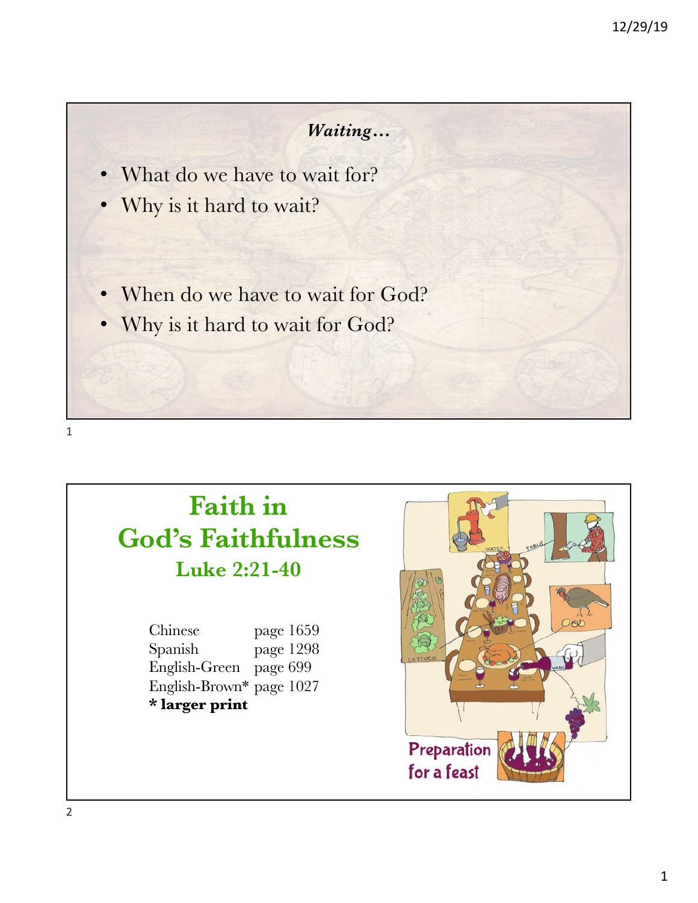*Waiting…*

- What do we have to wait for?
- Why is it hard to wait?

- When do we have to wait for God?
- Why is it hard to wait for God?

# Faith in God's Faithfulness

## Luke 2:21-40

| | |
|---|---|
| Chinese | page 1659 |
| Spanish | page 1298 |
| English-Green | page 699 |
| English-Brown* | page 1027 |

**\* larger print**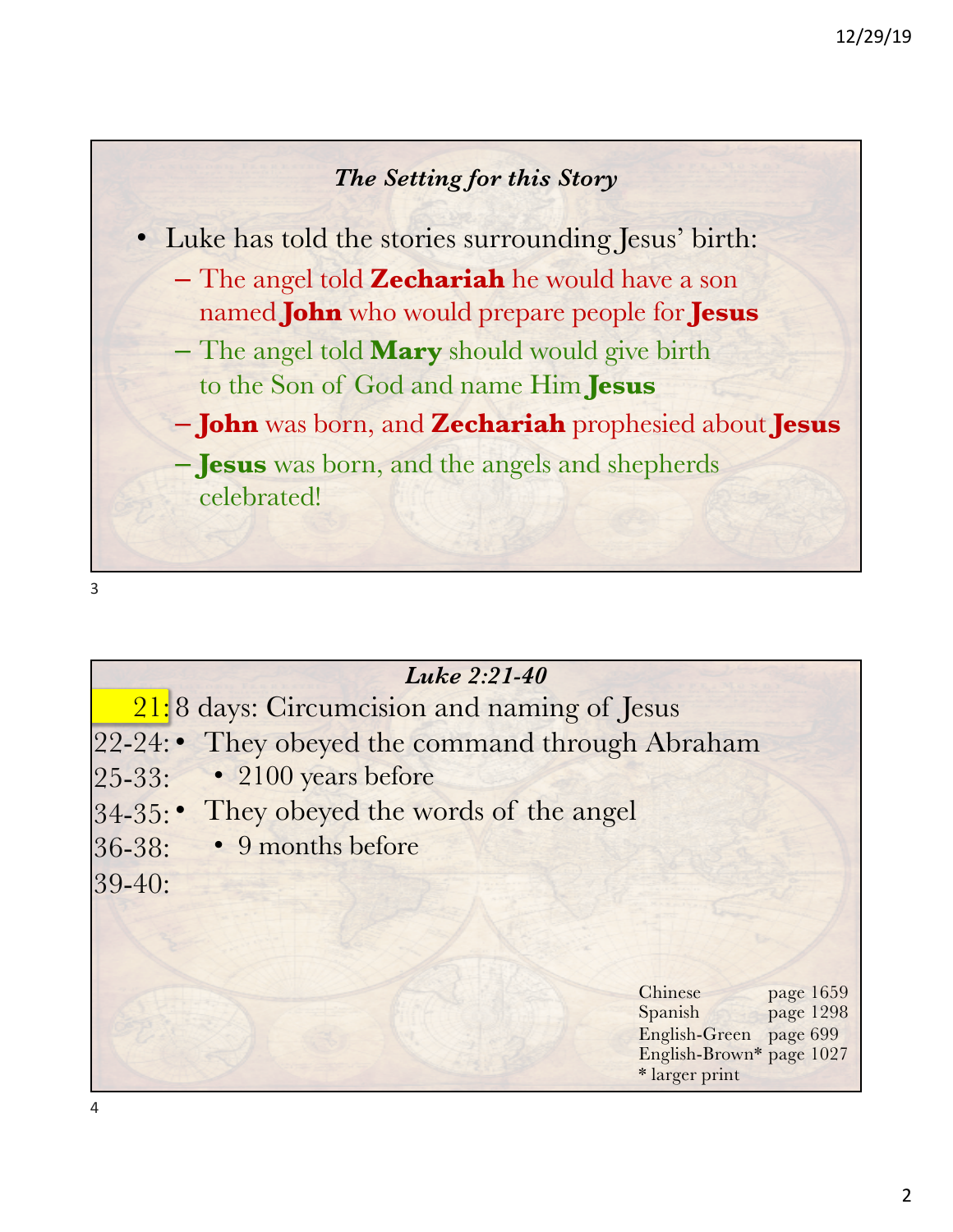### *The Setting for this Story*

- Luke has told the stories surrounding Jesus' birth:
  - The angel told **Zechariah** he would have a son named **John** who would prepare people for **Jesus**
  - The angel told **Mary** should would give birth to the Son of God and name Him **Jesus**
  - **John** was born, and **Zechariah** prophesied about **Jesus**
  - **Jesus** was born, and the angels and shepherds celebrated!

### *Luke 2:21-40*

21: 8 days: Circumcision and naming of Jesus

22-24:
- They obeyed the command through Abraham

25-33:
  - 2100 years before

34-35:
- They obeyed the words of the angel

36-38:
  - 9 months before

39-40:

| | |
|---|---|
| Chinese | page 1659 |
| Spanish | page 1298 |
| English-Green | page 699 |
| English-Brown* | page 1027 |

\* larger print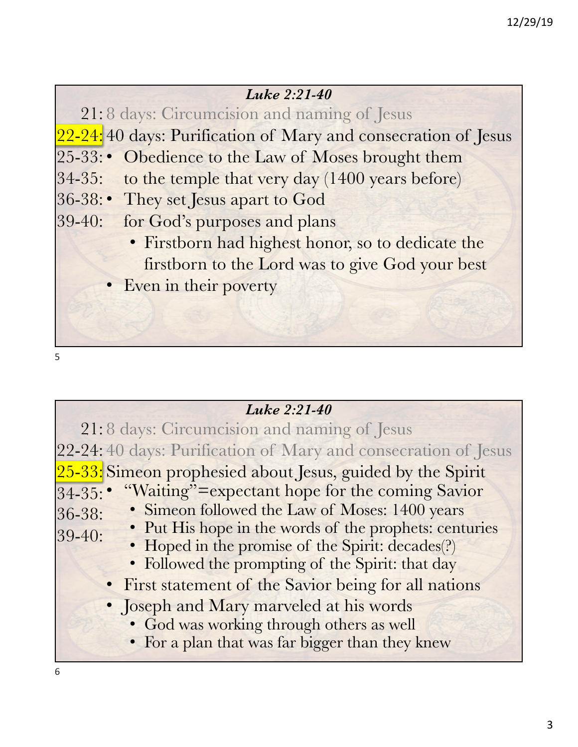### *Luke 2:21-40*

21: 8 days: Circumcision and naming of Jesus

22-24: 40 days: Purification of Mary and consecration of Jesus

25-33:

34-35:

36-38:

39-40:

- Obedience to the Law of Moses brought them to the temple that very day (1400 years before)
- They set Jesus apart to God for God's purposes and plans
  - Firstborn had highest honor, so to dedicate the firstborn to the Lord was to give God your best
- Even in their poverty

### *Luke 2:21-40*

21: 8 days: Circumcision and naming of Jesus

22-24: 40 days: Purification of Mary and consecration of Jesus

25-33: Simeon prophesied about Jesus, guided by the Spirit

34-35:

36-38:

39-40:

- "Waiting"=expectant hope for the coming Savior
  - Simeon followed the Law of Moses: 1400 years
  - Put His hope in the words of the prophets: centuries
  - Hoped in the promise of the Spirit: decades(?)
  - Followed the prompting of the Spirit: that day
- First statement of the Savior being for all nations
- Joseph and Mary marveled at his words
  - God was working through others as well
  - For a plan that was far bigger than they knew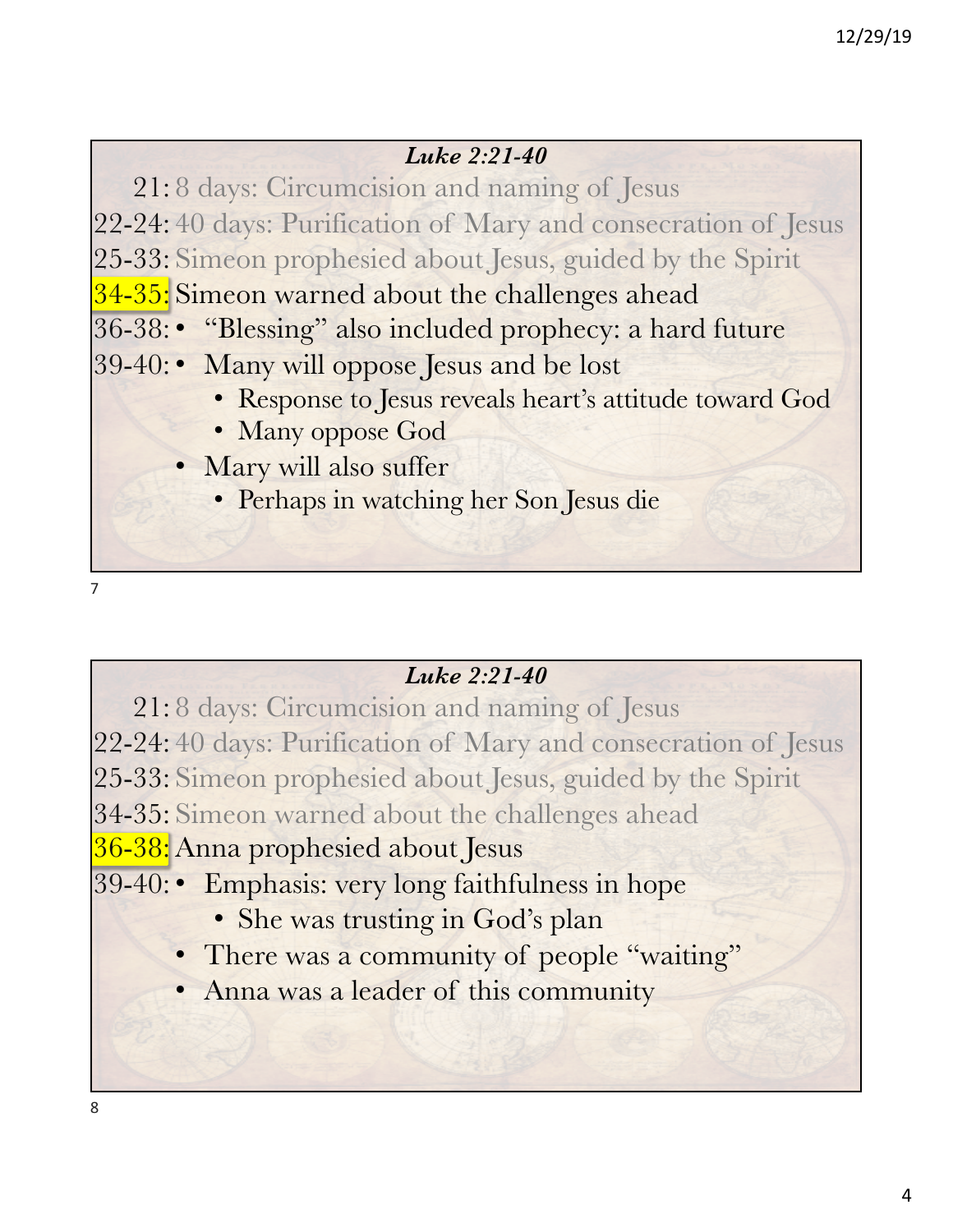### *Luke 2:21-40*

21: 8 days: Circumcision and naming of Jesus
22-24: 40 days: Purification of Mary and consecration of Jesus
25-33: Simeon prophesied about Jesus, guided by the Spirit
34-35: Simeon warned about the challenges ahead
36-38:
39-40:

- "Blessing" also included prophecy: a hard future
- Many will oppose Jesus and be lost
  - Response to Jesus reveals heart's attitude toward God
  - Many oppose God
- Mary will also suffer
  - Perhaps in watching her Son Jesus die

7

### *Luke 2:21-40*

21: 8 days: Circumcision and naming of Jesus
22-24: 40 days: Purification of Mary and consecration of Jesus
25-33: Simeon prophesied about Jesus, guided by the Spirit
34-35: Simeon warned about the challenges ahead
36-38: Anna prophesied about Jesus
39-40:

- Emphasis: very long faithfulness in hope
  - She was trusting in God's plan
- There was a community of people "waiting"
- Anna was a leader of this community

8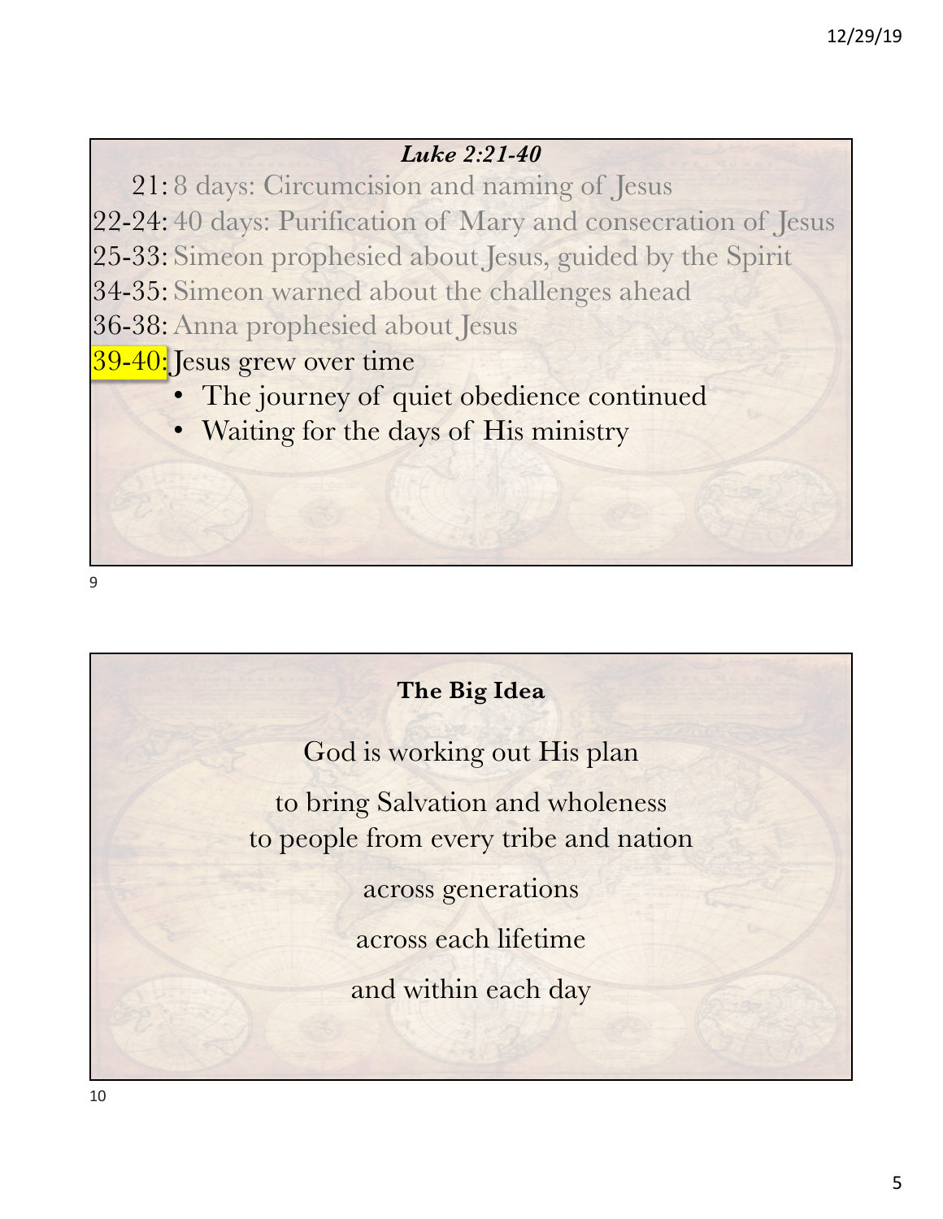### *Luke 2:21-40*

21: 8 days: Circumcision and naming of Jesus

22-24: 40 days: Purification of Mary and consecration of Jesus

25-33: Simeon prophesied about Jesus, guided by the Spirit

34-35: Simeon warned about the challenges ahead

36-38: Anna prophesied about Jesus

39-40: Jesus grew over time

- The journey of quiet obedience continued
- Waiting for the days of His ministry

### The Big Idea

God is working out His plan

to bring Salvation and wholeness
to people from every tribe and nation

across generations

across each lifetime

and within each day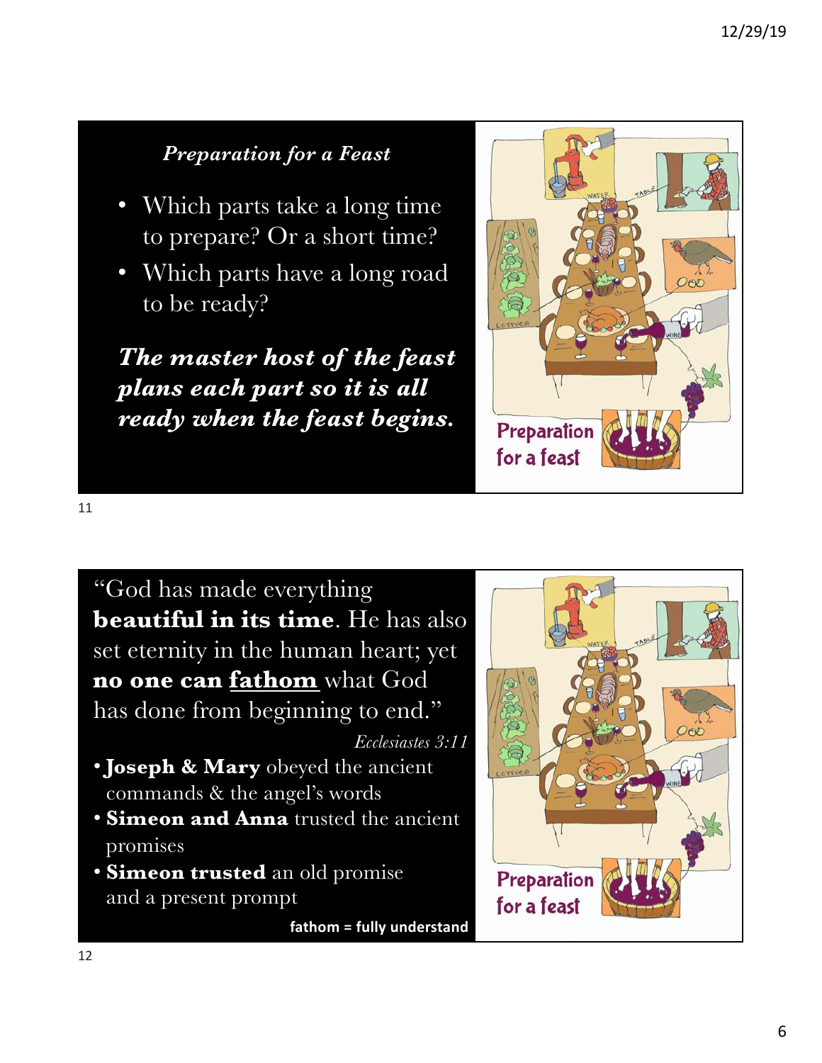### *Preparation for a Feast*

- Which parts take a long time to prepare? Or a short time?
- Which parts have a long road to be ready?

***The master host of the feast plans each part so it is all ready when the feast begins.***

---

"God has made everything **beautiful in its time**. He has also set eternity in the human heart; yet **no one can <u>fathom</u>** what God has done from beginning to end."

*Ecclesiastes 3:11*

- **Joseph & Mary** obeyed the ancient commands & the angel's words
- **Simeon and Anna** trusted the ancient promises
- **Simeon trusted** an old promise and a present prompt

**fathom = fully understand**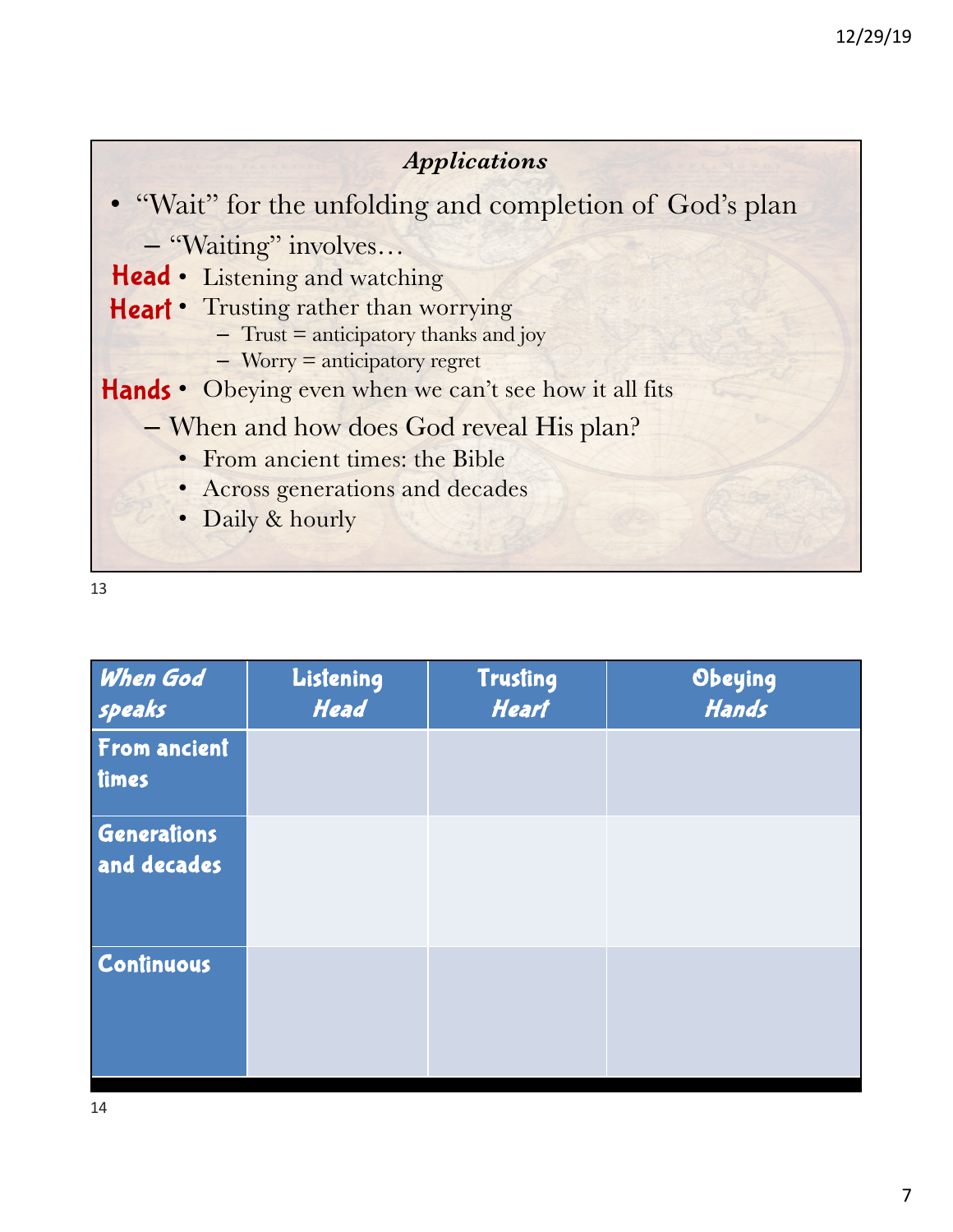### *Applications*

- "Wait" for the unfolding and completion of God's plan
  - "Waiting" involves…
    - **Head** • Listening and watching
    - **Heart** • Trusting rather than worrying
      - Trust = anticipatory thanks and joy
      - Worry = anticipatory regret
    - **Hands** • Obeying even when we can't see how it all fits
  - When and how does God reveal His plan?
    - From ancient times: the Bible
    - Across generations and decades
    - Daily & hourly

| *When God speaks* | Listening *Head* | Trusting *Heart* | Obeying *Hands* |
|---|---|---|---|
| From ancient times | | | |
| Generations and decades | | | |
| Continuous | | | |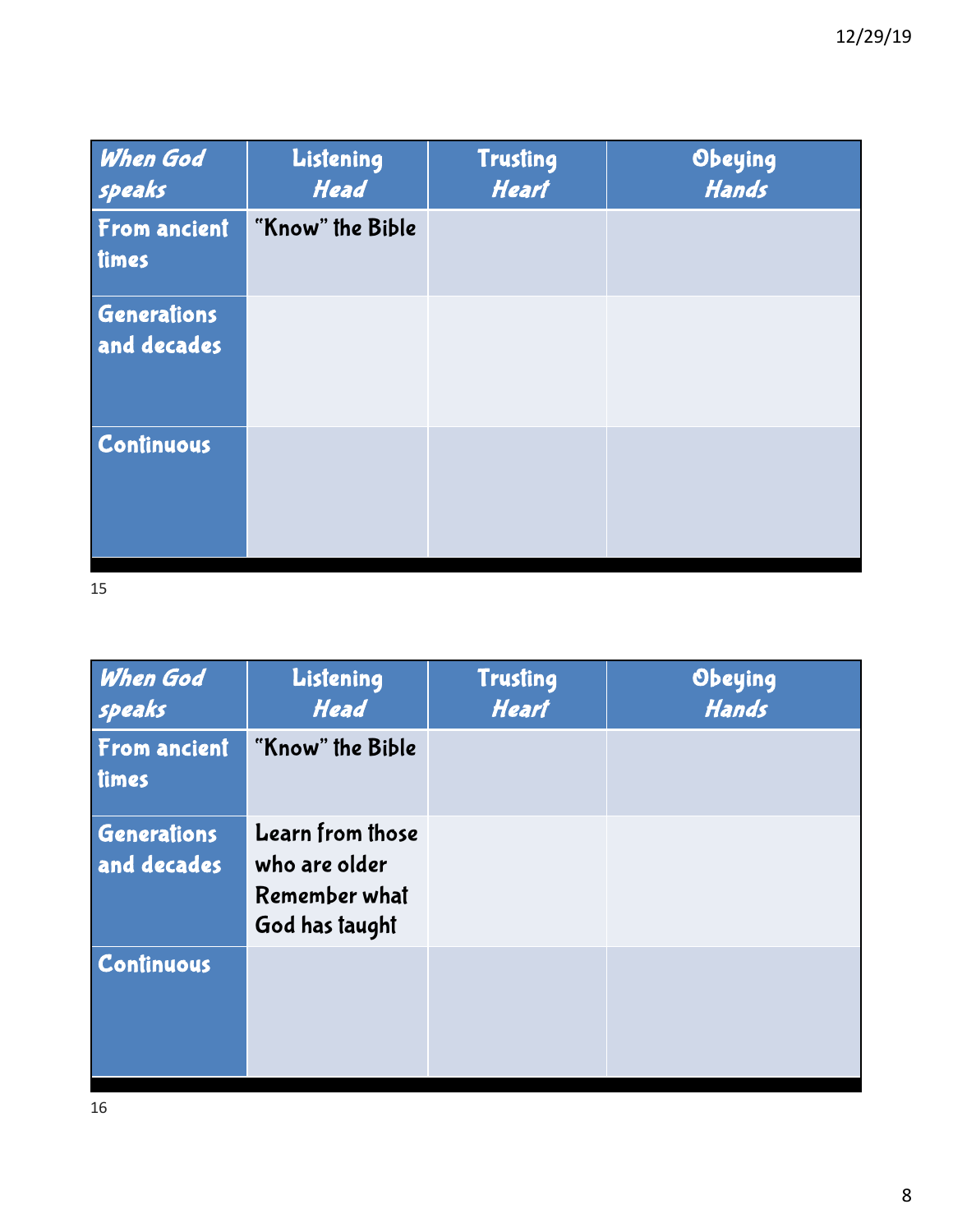| *When God speaks* | Listening *Head* | Trusting *Heart* | Obeying *Hands* |
|---|---|---|---|
| From ancient times | "Know" the Bible | | |
| Generations and decades | | | |
| Continuous | | | |

15

| *When God speaks* | Listening *Head* | Trusting *Heart* | Obeying *Hands* |
|---|---|---|---|
| From ancient times | "Know" the Bible | | |
| Generations and decades | Learn from those who are older Remember what God has taught | | |
| Continuous | | | |

16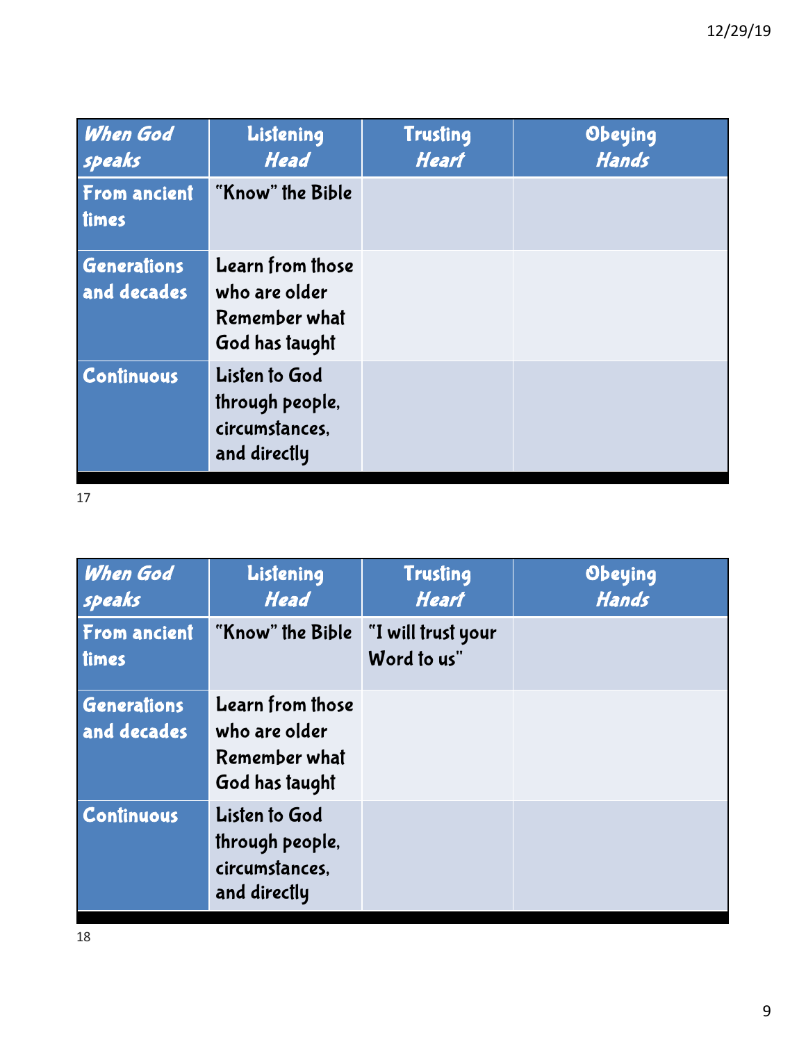| *When God speaks* | Listening *Head* | Trusting *Heart* | Obeying *Hands* |
|---|---|---|---|
| **From ancient times** | "Know" the Bible | | |
| **Generations and decades** | Learn from those who are older Remember what God has taught | | |
| **Continuous** | Listen to God through people, circumstances, and directly | | |

17

| *When God speaks* | Listening *Head* | Trusting *Heart* | Obeying *Hands* |
|---|---|---|---|
| **From ancient times** | "Know" the Bible | "I will trust your Word to us" | |
| **Generations and decades** | Learn from those who are older Remember what God has taught | | |
| **Continuous** | Listen to God through people, circumstances, and directly | | |

18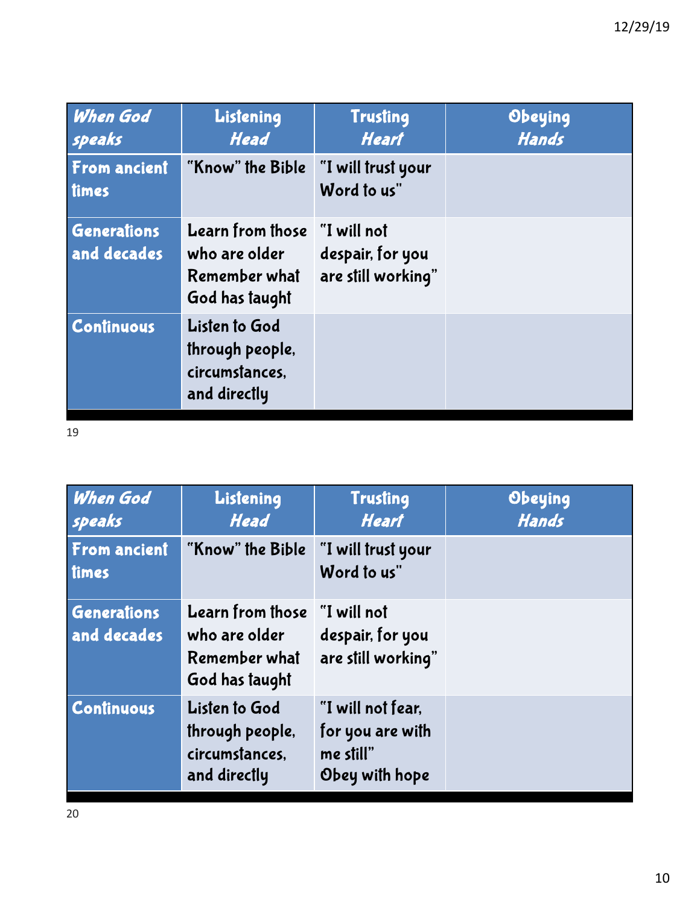| *When God speaks* | Listening *Head* | Trusting *Heart* | Obeying *Hands* |
|---|---|---|---|
| **From ancient times** | "Know" the Bible | "I will trust your Word to us" | |
| **Generations and decades** | Learn from those who are older Remember what God has taught | "I will not despair, for you are still working" | |
| **Continuous** | Listen to God through people, circumstances, and directly | | |

| *When God speaks* | Listening *Head* | Trusting *Heart* | Obeying *Hands* |
|---|---|---|---|
| **From ancient times** | "Know" the Bible | "I will trust your Word to us" | |
| **Generations and decades** | Learn from those who are older Remember what God has taught | "I will not despair, for you are still working" | |
| **Continuous** | Listen to God through people, circumstances, and directly | "I will not fear, for you are with me still" Obey with hope | |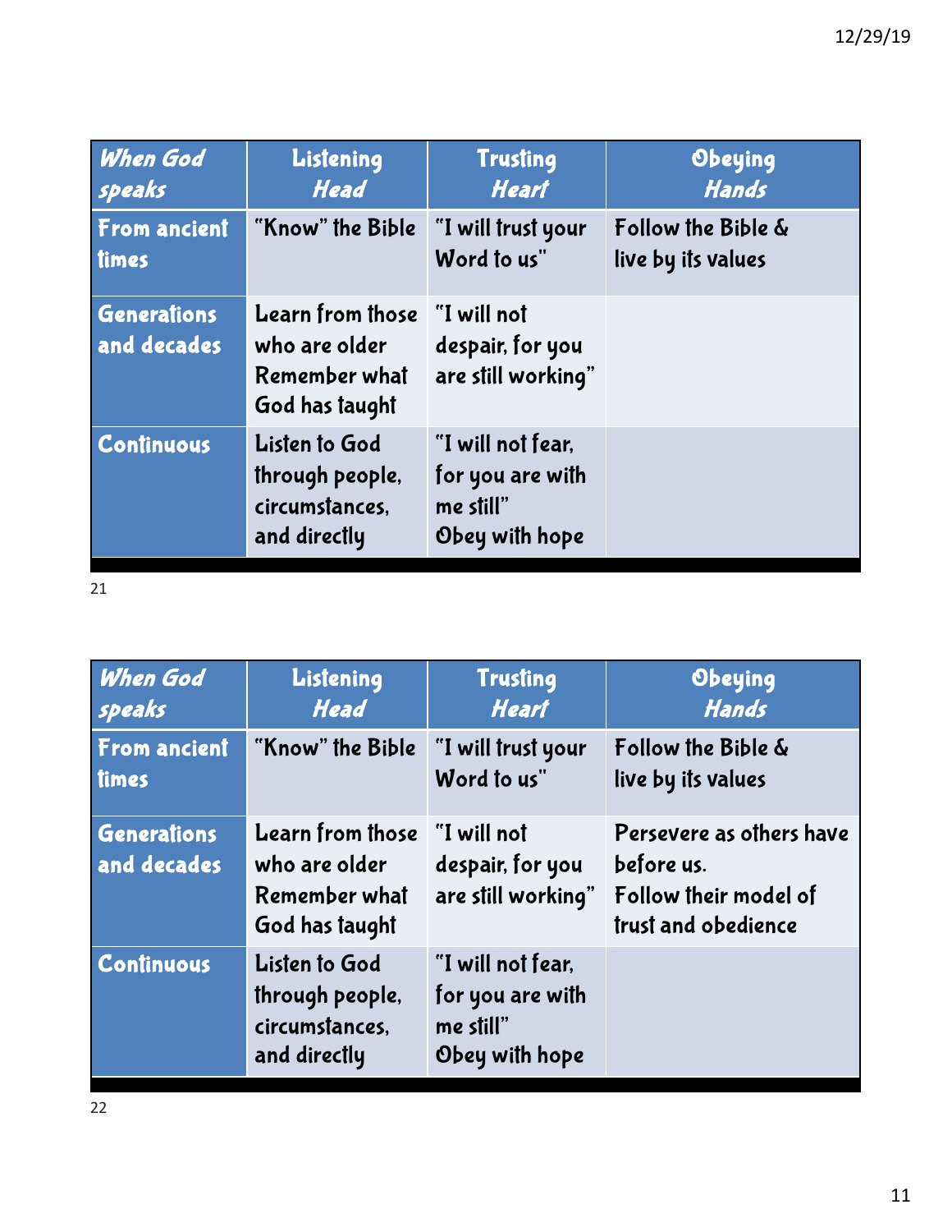| *When God speaks* | Listening *Head* | Trusting *Heart* | Obeying *Hands* |
|---|---|---|---|
| **From ancient times** | "Know" the Bible | "I will trust your Word to us" | Follow the Bible & live by its values |
| **Generations and decades** | Learn from those who are older Remember what God has taught | "I will not despair, for you are still working" | |
| **Continuous** | Listen to God through people, circumstances, and directly | "I will not fear, for you are with me still" Obey with hope | |

| *When God speaks* | Listening *Head* | Trusting *Heart* | Obeying *Hands* |
|---|---|---|---|
| **From ancient times** | "Know" the Bible | "I will trust your Word to us" | Follow the Bible & live by its values |
| **Generations and decades** | Learn from those who are older Remember what God has taught | "I will not despair, for you are still working" | Persevere as others have before us. Follow their model of trust and obedience |
| **Continuous** | Listen to God through people, circumstances, and directly | "I will not fear, for you are with me still" Obey with hope | |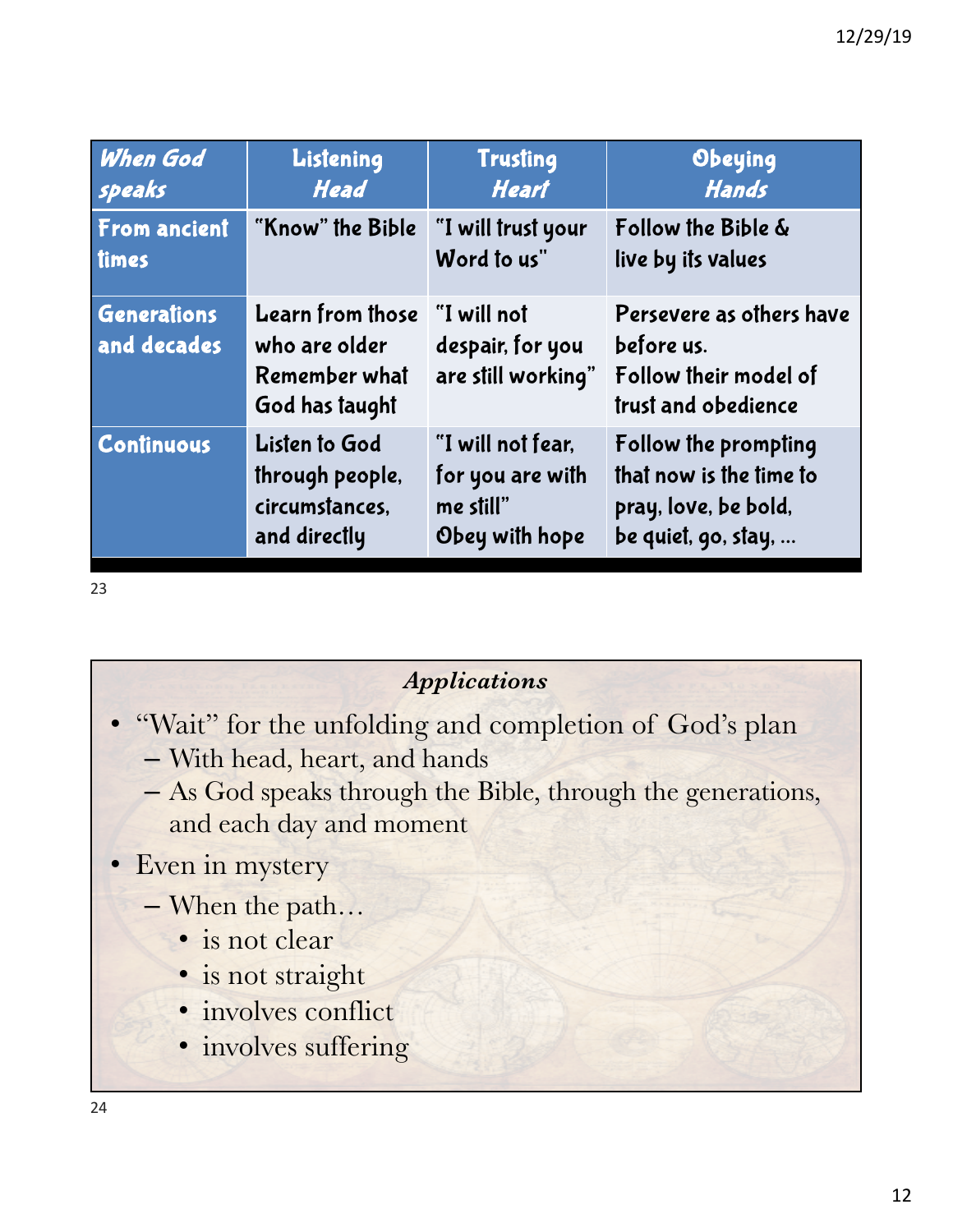| *When God speaks* | Listening *Head* | Trusting *Heart* | Obeying *Hands* |
|---|---|---|---|
| From ancient times | "Know" the Bible | "I will trust your Word to us" | Follow the Bible & live by its values |
| Generations and decades | Learn from those who are older Remember what God has taught | "I will not despair, for you are still working" | Persevere as others have before us. Follow their model of trust and obedience |
| Continuous | Listen to God through people, circumstances, and directly | "I will not fear, for you are with me still" Obey with hope | Follow the prompting that now is the time to pray, love, be bold, be quiet, go, stay, … |

### *Applications*

- "Wait" for the unfolding and completion of God's plan
  - With head, heart, and hands
  - As God speaks through the Bible, through the generations, and each day and moment
- Even in mystery
  - When the path…
    - is not clear
    - is not straight
    - involves conflict
    - involves suffering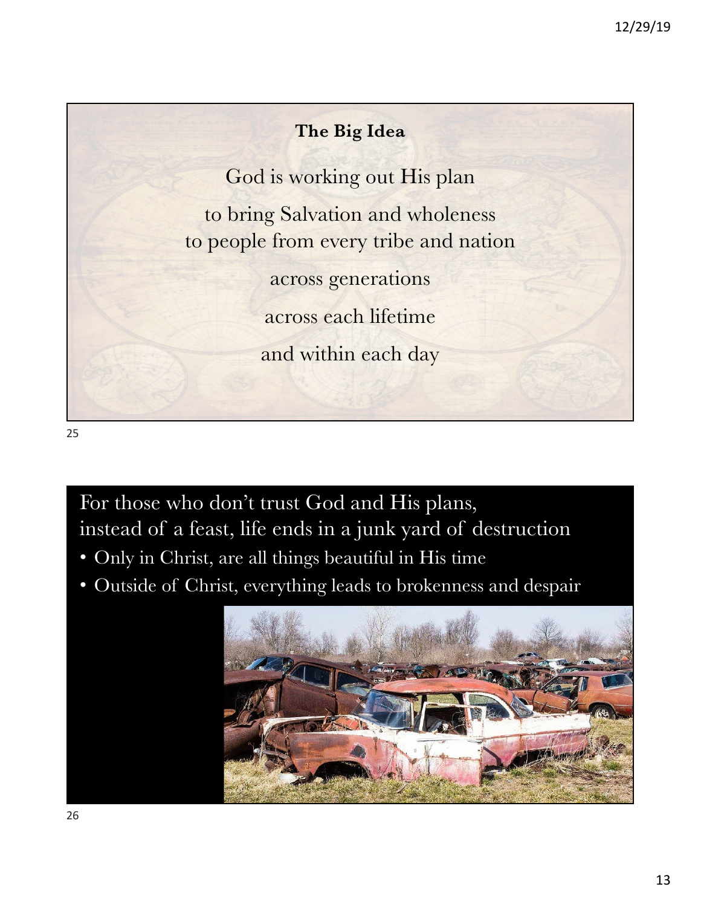## The Big Idea

God is working out His plan

to bring Salvation and wholeness
to people from every tribe and nation

across generations

across each lifetime

and within each day

For those who don't trust God and His plans,
instead of a feast, life ends in a junk yard of destruction

- Only in Christ, are all things beautiful in His time
- Outside of Christ, everything leads to brokenness and despair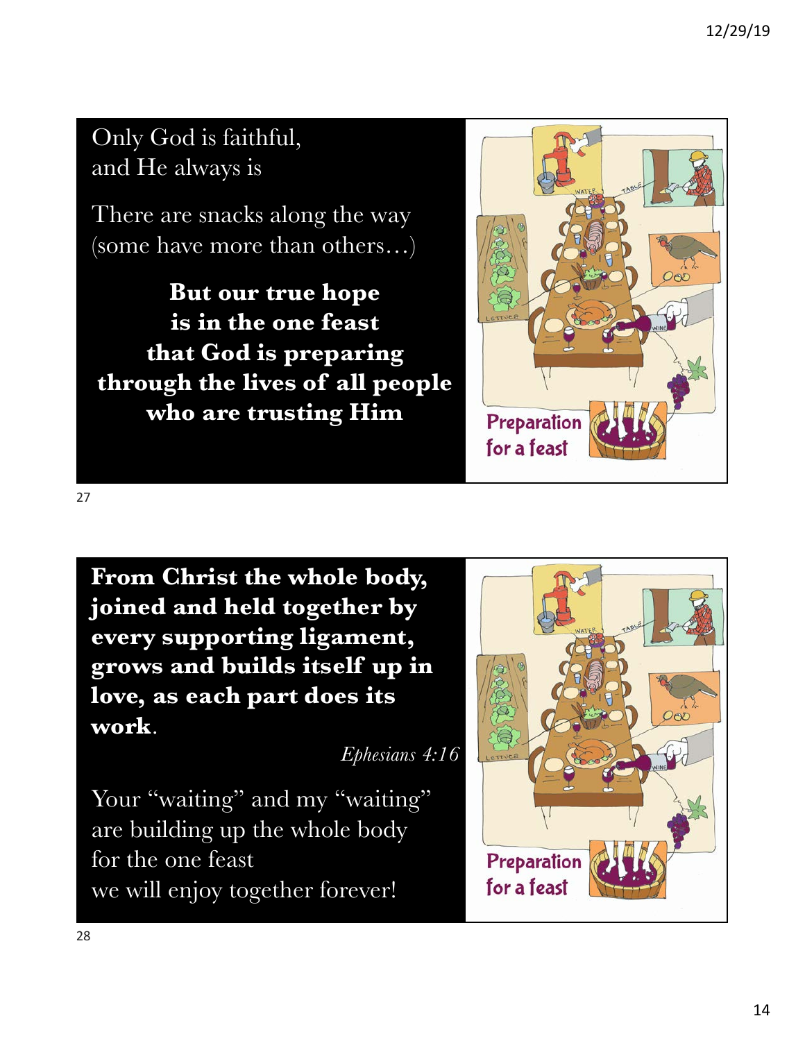Only God is faithful,
and He always is

There are snacks along the way
(some have more than others…)

**But our true hope
is in the one feast
that God is preparing
through the lives of all people
who are trusting Him**

Preparation for a feast

---

**From Christ the whole body, joined and held together by every supporting ligament, grows and builds itself up in love, as each part does its work**.

*Ephesians 4:16*

Your "waiting" and my "waiting"
are building up the whole body
for the one feast
we will enjoy together forever!

Preparation for a feast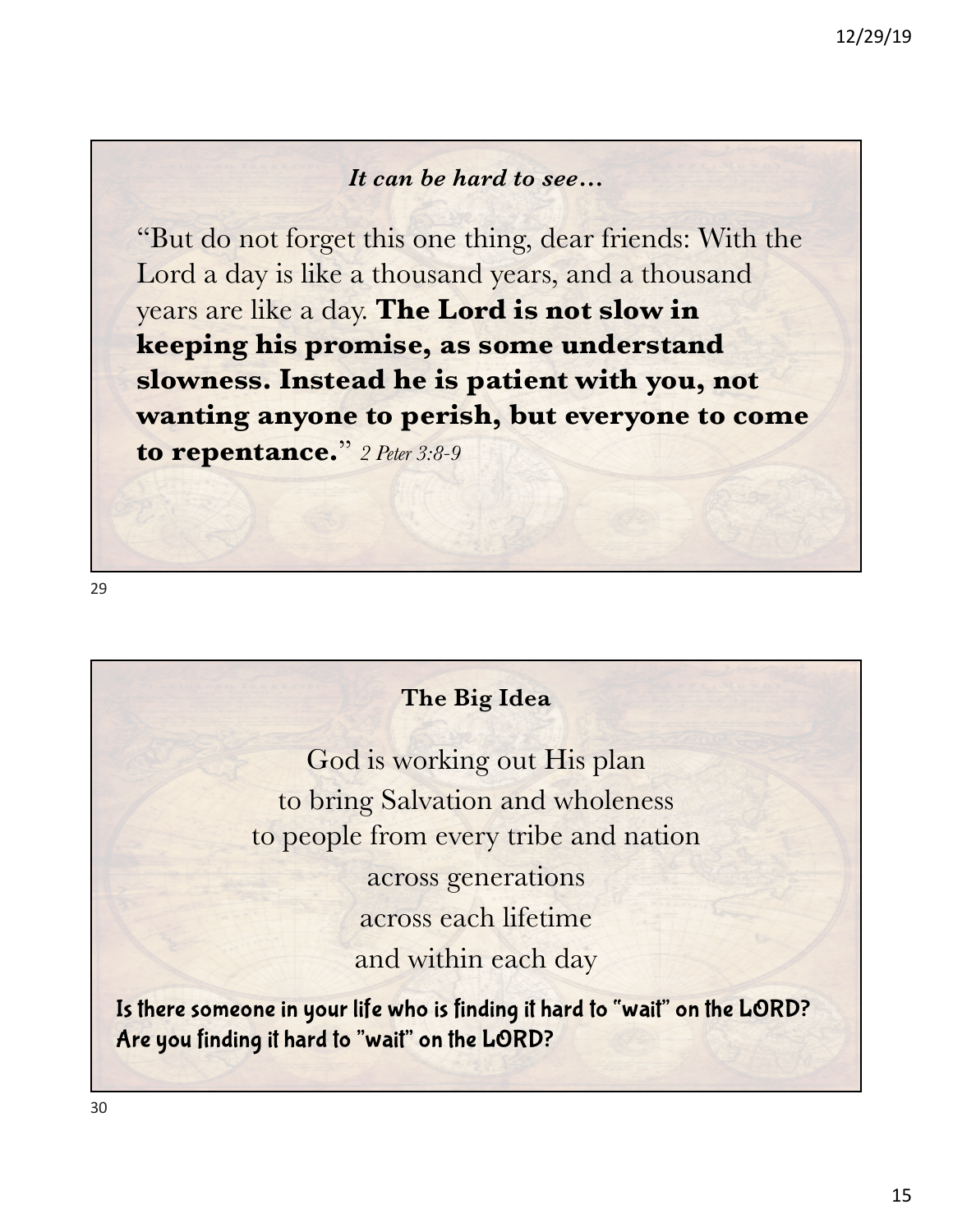### *It can be hard to see…*

"But do not forget this one thing, dear friends: With the Lord a day is like a thousand years, and a thousand years are like a day. **The Lord is not slow in keeping his promise, as some understand slowness. Instead he is patient with you, not wanting anyone to perish, but everyone to come to repentance.**" *2 Peter 3:8-9*

### The Big Idea

God is working out His plan
to bring Salvation and wholeness
to people from every tribe and nation
across generations
across each lifetime
and within each day

Is there someone in your life who is finding it hard to "wait" on the LORD?
Are you finding it hard to "wait" on the LORD?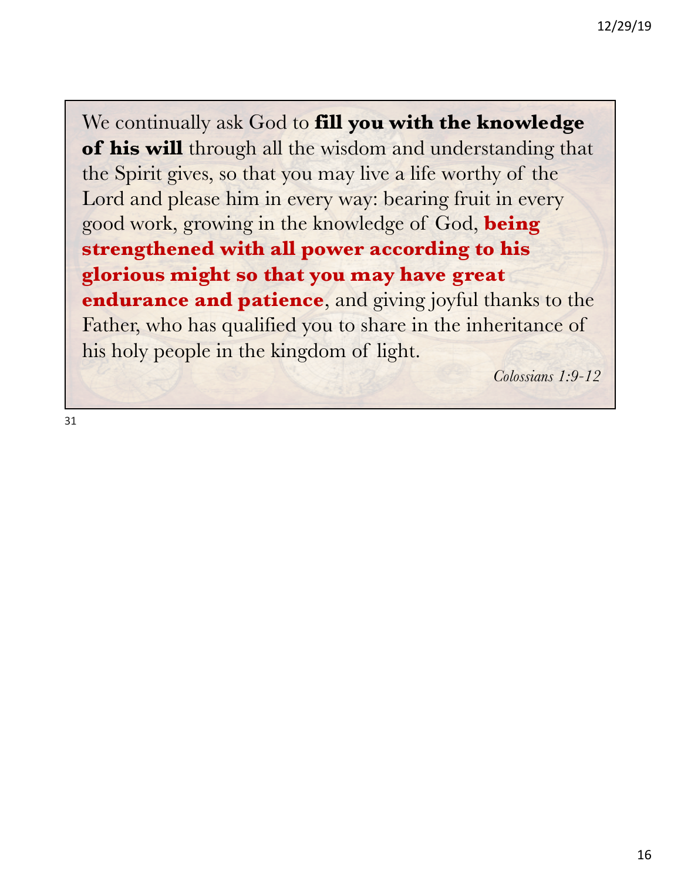We continually ask God to **fill you with the knowledge of his will** through all the wisdom and understanding that the Spirit gives, so that you may live a life worthy of the Lord and please him in every way: bearing fruit in every good work, growing in the knowledge of God, **being strengthened with all power according to his glorious might so that you may have great endurance and patience**, and giving joyful thanks to the Father, who has qualified you to share in the inheritance of his holy people in the kingdom of light.

*Colossians 1:9-12*